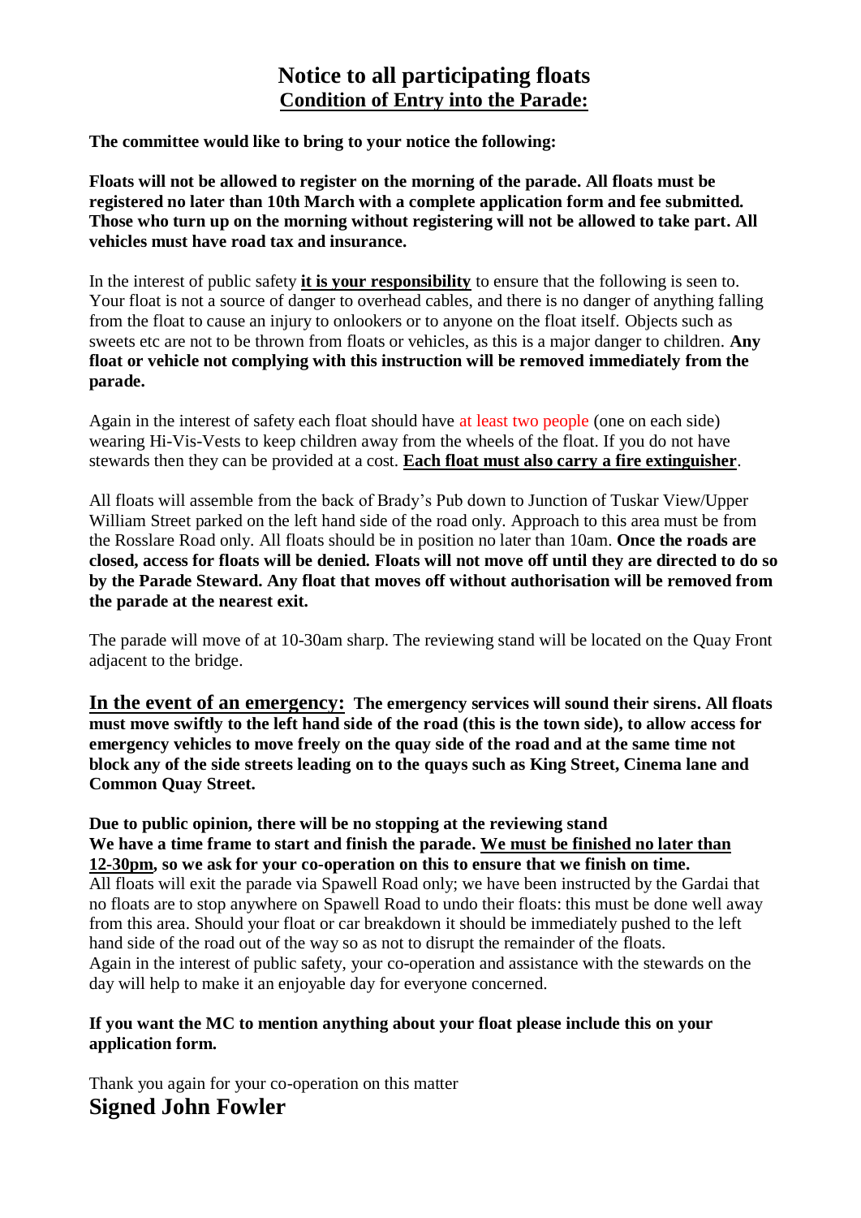# Notice to all participating floats

## Condition of Entry into the Parade:

**The committee would like to bring to your notice the following:**

**Floats will not be allowed to register on the morning of the parade. All floats must be registered no later than 10th March with a complete application form and fee submitted. Those who turn up on the morning without registering will not be allowed to take part. All vehicles must have road tax and insurance.**

In the interest of public safety **it is your responsibility** to ensure that the following is seen to. Your float is not a source of danger to overhead cables, and there is no danger of anything falling from the float to cause an injury to onlookers or to anyone on the float itself. Objects such as sweets etc are not to be thrown from floats or vehicles, as this is a major danger to children. **Any float or vehicle not complying with this instruction will be removed immediately from the parade.**

Again in the interest of safety each float should have at least two people (one on each side) wearing Hi-Vis-Vests to keep children away from the wheels of the float. If you do not have stewards then they can be provided at a cost. **Each float must also carry a fire extinguisher**.

All floats will assemble from the back of Brady's Pub down to Junction of Tuskar View/Upper William Street parked on the left hand side of the road only. Approach to this area must be from the Rosslare Road only. All floats should be in position no later than 10am. **Once the roads are closed, access for floats will be denied. Floats will not move off until they are directed to do so by the Parade Steward. Any float that moves off without authorisation will be removed from the parade at the nearest exit.**

The parade will move of at 10-30am sharp. The reviewing stand will be located on the Quay Front adjacent to the bridge.

**In the event of an emergency:** **The emergency services will sound their sirens. All floats must move swiftly to the left hand side of the road (this is the town side), to allow access for emergency vehicles to move freely on the quay side of the road and at the same time not block any of the side streets leading on to the quays such as King Street, Cinema lane and Common Quay Street.**

**Due to public opinion, there will be no stopping at the reviewing stand**
**We have a time frame to start and finish the parade. We must be finished no later than 12-30pm, so we ask for your co-operation on this to ensure that we finish on time.**
All floats will exit the parade via Spawell Road only; we have been instructed by the Gardai that no floats are to stop anywhere on Spawell Road to undo their floats: this must be done well away from this area. Should your float or car breakdown it should be immediately pushed to the left hand side of the road out of the way so as not to disrupt the remainder of the floats.
Again in the interest of public safety, your co-operation and assistance with the stewards on the day will help to make it an enjoyable day for everyone concerned.

**If you want the MC to mention anything about your float please include this on your application form.**

Thank you again for your co-operation on this matter

**Signed John Fowler**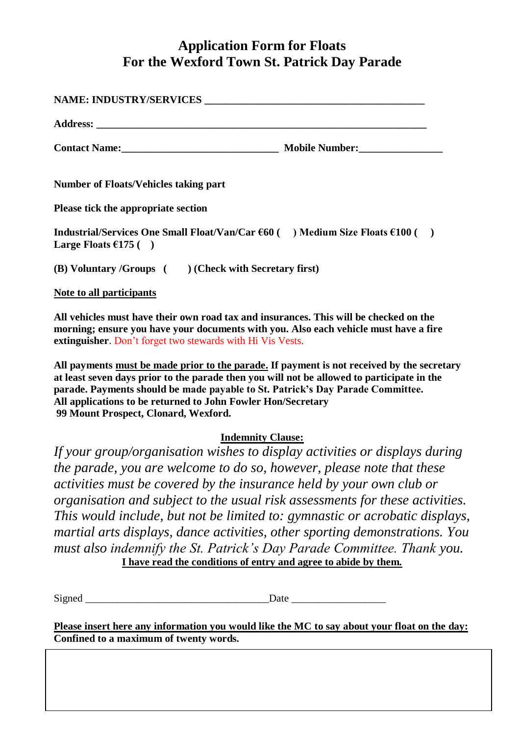# Application Form for Floats
# For the Wexford Town St. Patrick Day Parade

**NAME: INDUSTRY/SERVICES** ________________________________________

**Address:** ____________________________________________________________

**Contact Name:**____________________________ **Mobile Number:**_______________

**Number of Floats/Vehicles taking part**

**Please tick the appropriate section**

**Industrial/Services One Small Float/Van/Car €60 (   ) Medium Size Floats €100 (   ) Large Floats €175 (   )**

**(B) Voluntary /Groups (   ) (Check with Secretary first)**

**Note to all participants**

**All vehicles must have their own road tax and insurances. This will be checked on the morning; ensure you have your documents with you. Also each vehicle must have a fire extinguisher**. Don't forget two stewards with Hi Vis Vests.

**All payments must be made prior to the parade. If payment is not received by the secretary at least seven days prior to the parade then you will not be allowed to participate in the parade. Payments should be made payable to St. Patrick's Day Parade Committee.**
**All applications to be returned to John Fowler Hon/Secretary**
**99 Mount Prospect, Clonard, Wexford.**

**Indemnity Clause:**

*If your group/organisation wishes to display activities or displays during the parade, you are welcome to do so, however, please note that these activities must be covered by the insurance held by your own club or organisation and subject to the usual risk assessments for these activities. This would include, but not be limited to: gymnastic or acrobatic displays, martial arts displays, dance activities, other sporting demonstrations. You must also indemnify the St. Patrick's Day Parade Committee. Thank you.*

**I have read the conditions of entry and agree to abide by them.**

Signed __________________________________ Date _________________

**Please insert here any information you would like the MC to say about your float on the day:**
**Confined to a maximum of twenty words.**